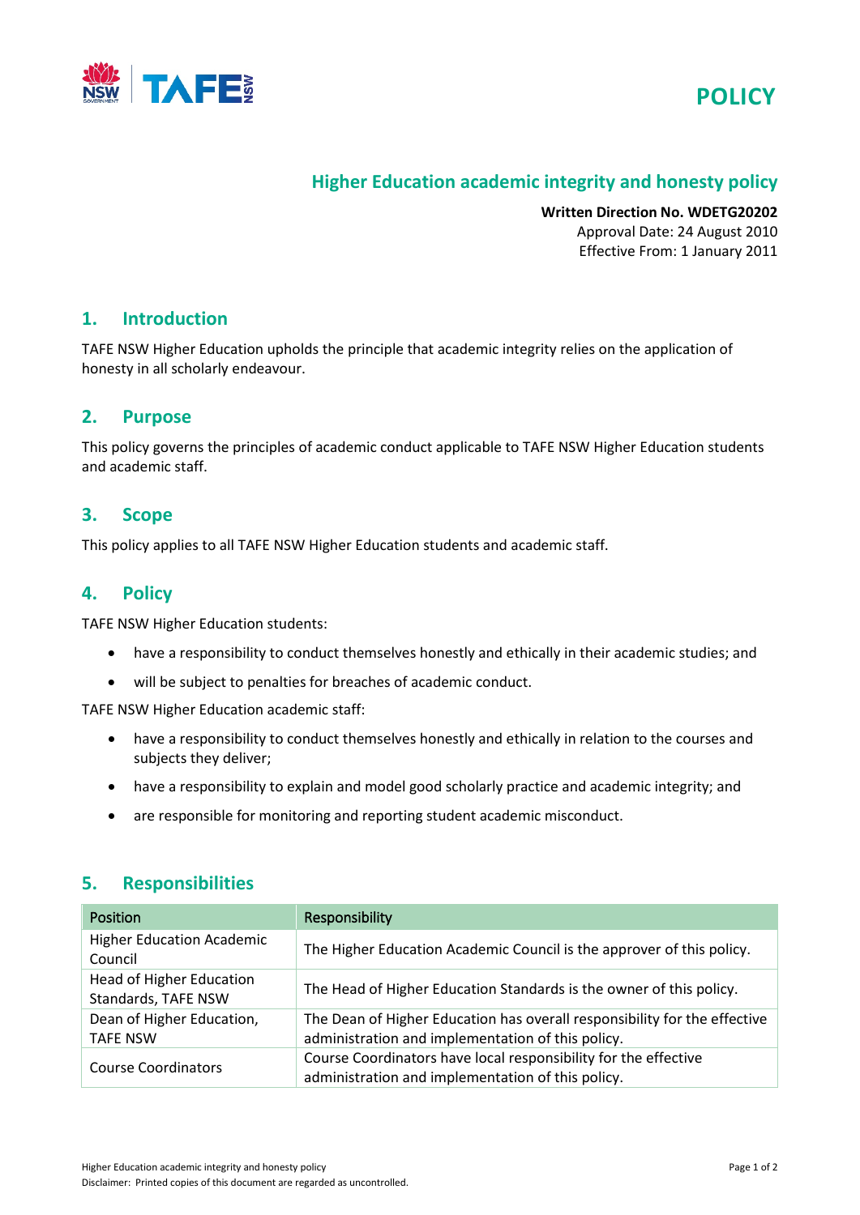POLICY

# Higher Education academic integrity and honesty policy

**Written Direction No. WDETG20202**
Approval Date: 24 August 2010
Effective From: 1 January 2011

## 1. Introduction

TAFE NSW Higher Education upholds the principle that academic integrity relies on the application of honesty in all scholarly endeavour.

## 2. Purpose

This policy governs the principles of academic conduct applicable to TAFE NSW Higher Education students and academic staff.

## 3. Scope

This policy applies to all TAFE NSW Higher Education students and academic staff.

## 4. Policy

TAFE NSW Higher Education students:

- have a responsibility to conduct themselves honestly and ethically in their academic studies; and
- will be subject to penalties for breaches of academic conduct.

TAFE NSW Higher Education academic staff:

- have a responsibility to conduct themselves honestly and ethically in relation to the courses and subjects they deliver;
- have a responsibility to explain and model good scholarly practice and academic integrity; and
- are responsible for monitoring and reporting student academic misconduct.

## 5. Responsibilities

| Position | Responsibility |
| --- | --- |
| Higher Education Academic Council | The Higher Education Academic Council is the approver of this policy. |
| Head of Higher Education Standards, TAFE NSW | The Head of Higher Education Standards is the owner of this policy. |
| Dean of Higher Education, TAFE NSW | The Dean of Higher Education has overall responsibility for the effective administration and implementation of this policy. |
| Course Coordinators | Course Coordinators have local responsibility for the effective administration and implementation of this policy. |

Disclaimer: Printed copies of this document are regarded as uncontrolled.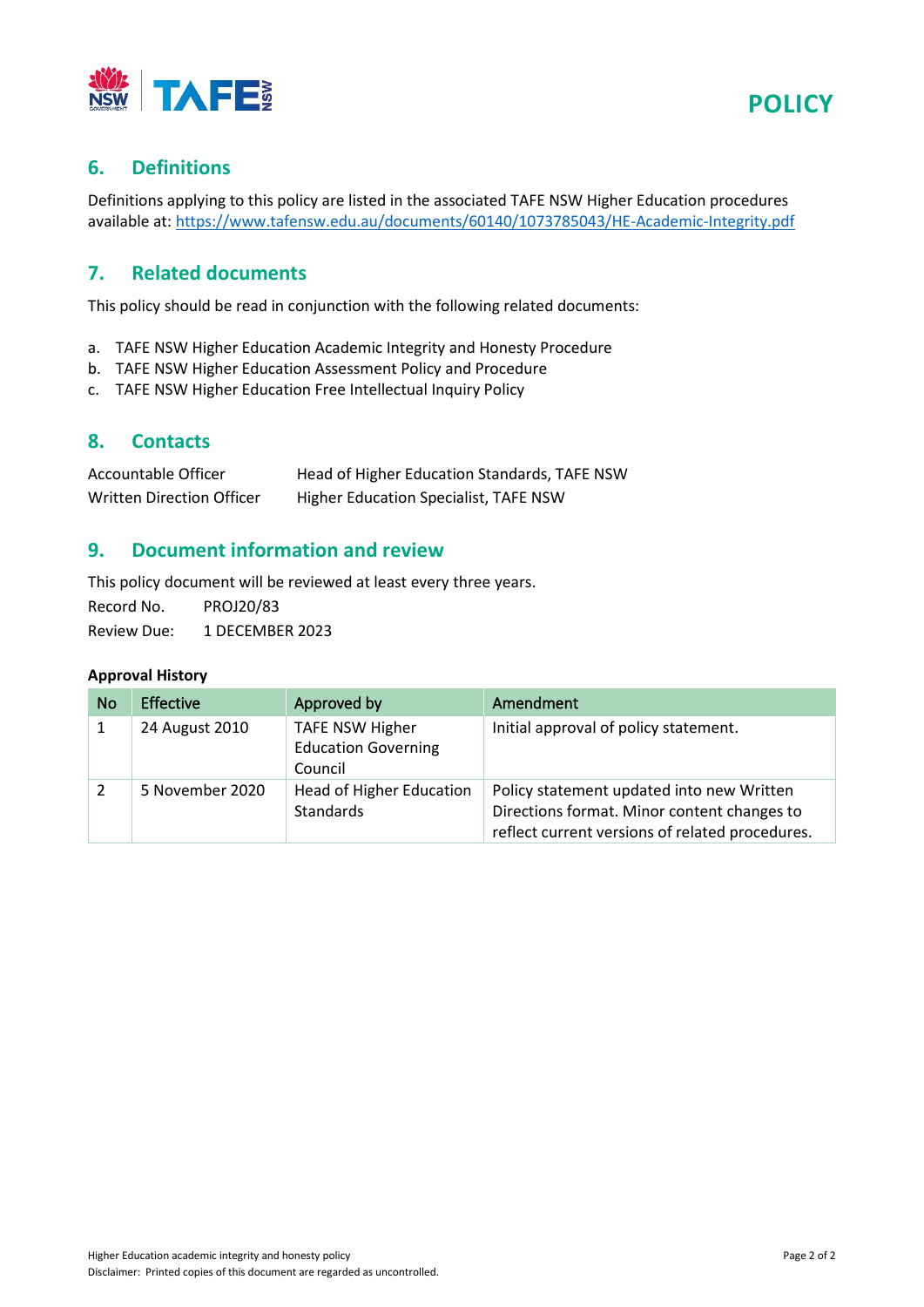## 6. Definitions

Definitions applying to this policy are listed in the associated TAFE NSW Higher Education procedures available at: https://www.tafensw.edu.au/documents/60140/1073785043/HE-Academic-Integrity.pdf

## 7. Related documents

This policy should be read in conjunction with the following related documents:

a. TAFE NSW Higher Education Academic Integrity and Honesty Procedure
b. TAFE NSW Higher Education Assessment Policy and Procedure
c. TAFE NSW Higher Education Free Intellectual Inquiry Policy

## 8. Contacts

| | |
|---|---|
| Accountable Officer | Head of Higher Education Standards, TAFE NSW |
| Written Direction Officer | Higher Education Specialist, TAFE NSW |

## 9. Document information and review

This policy document will be reviewed at least every three years.

Record No. PROJ20/83

Review Due: 1 DECEMBER 2023

**Approval History**

| No | Effective | Approved by | Amendment |
|---|---|---|---|
| 1 | 24 August 2010 | TAFE NSW Higher Education Governing Council | Initial approval of policy statement. |
| 2 | 5 November 2020 | Head of Higher Education Standards | Policy statement updated into new Written Directions format. Minor content changes to reflect current versions of related procedures. |